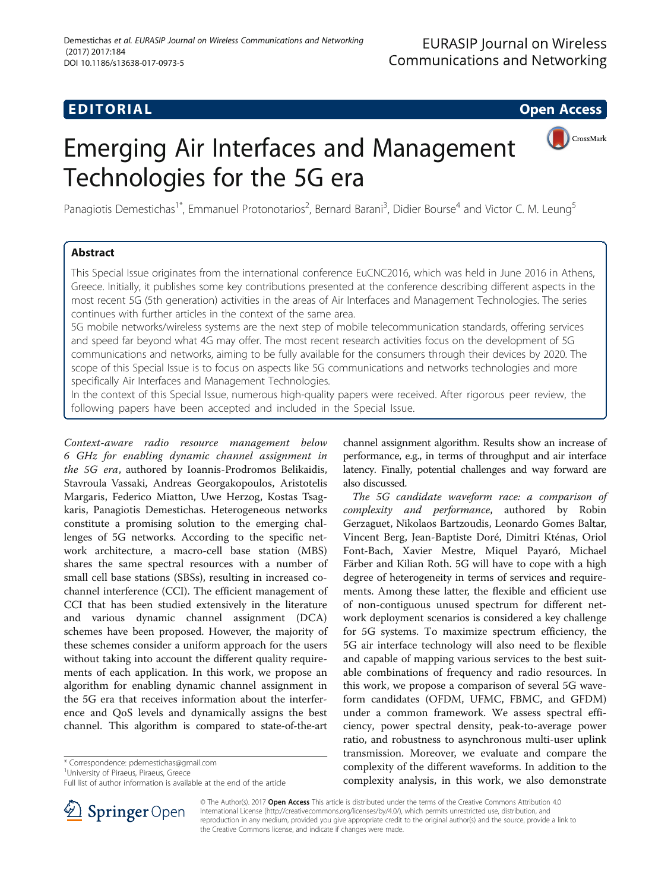EDITORIAL

Open Access

# Emerging Air Interfaces and Management Technologies for the 5G era

Panagiotis Demestichas[1*], Emmanuel Protonotarios[2], Bernard Barani[3], Didier Bourse[4] and Victor C. M. Leung[5]

## Abstract

This Special Issue originates from the international conference EuCNC2016, which was held in June 2016 in Athens, Greece. Initially, it publishes some key contributions presented at the conference describing different aspects in the most recent 5G (5th generation) activities in the areas of Air Interfaces and Management Technologies. The series continues with further articles in the context of the same area.

5G mobile networks/wireless systems are the next step of mobile telecommunication standards, offering services and speed far beyond what 4G may offer. The most recent research activities focus on the development of 5G communications and networks, aiming to be fully available for the consumers through their devices by 2020. The scope of this Special Issue is to focus on aspects like 5G communications and networks technologies and more specifically Air Interfaces and Management Technologies.

In the context of this Special Issue, numerous high-quality papers were received. After rigorous peer review, the following papers have been accepted and included in the Special Issue.

*Context-aware radio resource management below 6 GHz for enabling dynamic channel assignment in the 5G era*, authored by Ioannis-Prodromos Belikaidis, Stavroula Vassaki, Andreas Georgakopoulos, Aristotelis Margaris, Federico Miatton, Uwe Herzog, Kostas Tsagkaris, Panagiotis Demestichas. Heterogeneous networks constitute a promising solution to the emerging challenges of 5G networks. According to the specific network architecture, a macro-cell base station (MBS) shares the same spectral resources with a number of small cell base stations (SBSs), resulting in increased co-channel interference (CCI). The efficient management of CCI that has been studied extensively in the literature and various dynamic channel assignment (DCA) schemes have been proposed. However, the majority of these schemes consider a uniform approach for the users without taking into account the different quality requirements of each application. In this work, we propose an algorithm for enabling dynamic channel assignment in the 5G era that receives information about the interference and QoS levels and dynamically assigns the best channel. This algorithm is compared to state-of-the-art channel assignment algorithm. Results show an increase of performance, e.g., in terms of throughput and air interface latency. Finally, potential challenges and way forward are also discussed.

*The 5G candidate waveform race: a comparison of complexity and performance*, authored by Robin Gerzaguet, Nikolaos Bartzoudis, Leonardo Gomes Baltar, Vincent Berg, Jean-Baptiste Doré, Dimitri Kténas, Oriol Font-Bach, Xavier Mestre, Miquel Payaró, Michael Färber and Kilian Roth. 5G will have to cope with a high degree of heterogeneity in terms of services and requirements. Among these latter, the flexible and efficient use of non-contiguous unused spectrum for different network deployment scenarios is considered a key challenge for 5G systems. To maximize spectrum efficiency, the 5G air interface technology will also need to be flexible and capable of mapping various services to the best suitable combinations of frequency and radio resources. In this work, we propose a comparison of several 5G waveform candidates (OFDM, UFMC, FBMC, and GFDM) under a common framework. We assess spectral efficiency, power spectral density, peak-to-average power ratio, and robustness to asynchronous multi-user uplink transmission. Moreover, we evaluate and compare the complexity of the different waveforms. In addition to the complexity analysis, in this work, we also demonstrate

\* Correspondence: pdemestichas@gmail.com
[1]University of Piraeus, Piraeus, Greece
Full list of author information is available at the end of the article

© The Author(s). 2017 **Open Access** This article is distributed under the terms of the Creative Commons Attribution 4.0 International License (http://creativecommons.org/licenses/by/4.0/), which permits unrestricted use, distribution, and reproduction in any medium, provided you give appropriate credit to the original author(s) and the source, provide a link to the Creative Commons license, and indicate if changes were made.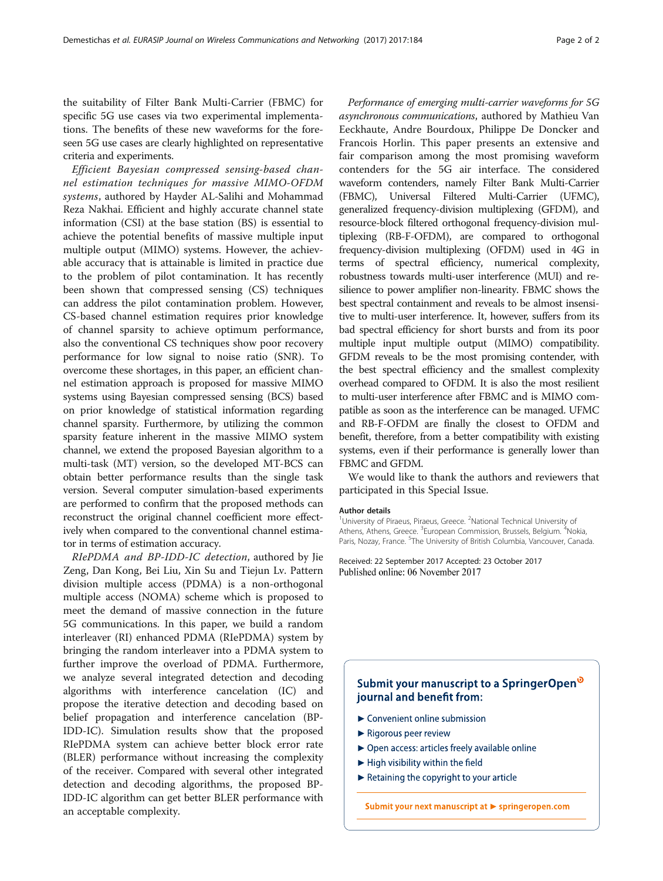the suitability of Filter Bank Multi-Carrier (FBMC) for specific 5G use cases via two experimental implementations. The benefits of these new waveforms for the foreseen 5G use cases are clearly highlighted on representative criteria and experiments.

*Efficient Bayesian compressed sensing-based channel estimation techniques for massive MIMO-OFDM systems*, authored by Hayder AL-Salihi and Mohammad Reza Nakhai. Efficient and highly accurate channel state information (CSI) at the base station (BS) is essential to achieve the potential benefits of massive multiple input multiple output (MIMO) systems. However, the achievable accuracy that is attainable is limited in practice due to the problem of pilot contamination. It has recently been shown that compressed sensing (CS) techniques can address the pilot contamination problem. However, CS-based channel estimation requires prior knowledge of channel sparsity to achieve optimum performance, also the conventional CS techniques show poor recovery performance for low signal to noise ratio (SNR). To overcome these shortages, in this paper, an efficient channel estimation approach is proposed for massive MIMO systems using Bayesian compressed sensing (BCS) based on prior knowledge of statistical information regarding channel sparsity. Furthermore, by utilizing the common sparsity feature inherent in the massive MIMO system channel, we extend the proposed Bayesian algorithm to a multi-task (MT) version, so the developed MT-BCS can obtain better performance results than the single task version. Several computer simulation-based experiments are performed to confirm that the proposed methods can reconstruct the original channel coefficient more effectively when compared to the conventional channel estimator in terms of estimation accuracy.

*RIePDMA and BP-IDD-IC detection*, authored by Jie Zeng, Dan Kong, Bei Liu, Xin Su and Tiejun Lv. Pattern division multiple access (PDMA) is a non-orthogonal multiple access (NOMA) scheme which is proposed to meet the demand of massive connection in the future 5G communications. In this paper, we build a random interleaver (RI) enhanced PDMA (RIePDMA) system by bringing the random interleaver into a PDMA system to further improve the overload of PDMA. Furthermore, we analyze several integrated detection and decoding algorithms with interference cancelation (IC) and propose the iterative detection and decoding based on belief propagation and interference cancelation (BP-IDD-IC). Simulation results show that the proposed RIePDMA system can achieve better block error rate (BLER) performance without increasing the complexity of the receiver. Compared with several other integrated detection and decoding algorithms, the proposed BP-IDD-IC algorithm can get better BLER performance with an acceptable complexity.

*Performance of emerging multi-carrier waveforms for 5G asynchronous communications*, authored by Mathieu Van Eeckhaute, Andre Bourdoux, Philippe De Doncker and Francois Horlin. This paper presents an extensive and fair comparison among the most promising waveform contenders for the 5G air interface. The considered waveform contenders, namely Filter Bank Multi-Carrier (FBMC), Universal Filtered Multi-Carrier (UFMC), generalized frequency-division multiplexing (GFDM), and resource-block filtered orthogonal frequency-division multiplexing (RB-F-OFDM), are compared to orthogonal frequency-division multiplexing (OFDM) used in 4G in terms of spectral efficiency, numerical complexity, robustness towards multi-user interference (MUI) and resilience to power amplifier non-linearity. FBMC shows the best spectral containment and reveals to be almost insensitive to multi-user interference. It, however, suffers from its bad spectral efficiency for short bursts and from its poor multiple input multiple output (MIMO) compatibility. GFDM reveals to be the most promising contender, with the best spectral efficiency and the smallest complexity overhead compared to OFDM. It is also the most resilient to multi-user interference after FBMC and is MIMO compatible as soon as the interference can be managed. UFMC and RB-F-OFDM are finally the closest to OFDM and benefit, therefore, from a better compatibility with existing systems, even if their performance is generally lower than FBMC and GFDM.

We would like to thank the authors and reviewers that participated in this Special Issue.

#### Author details

[1]University of Piraeus, Piraeus, Greece. [2]National Technical University of Athens, Athens, Greece. [3]European Commission, Brussels, Belgium. [4]Nokia, Paris, Nozay, France. [5]The University of British Columbia, Vancouver, Canada.

Received: 22 September 2017 Accepted: 23 October 2017
Published online: 06 November 2017